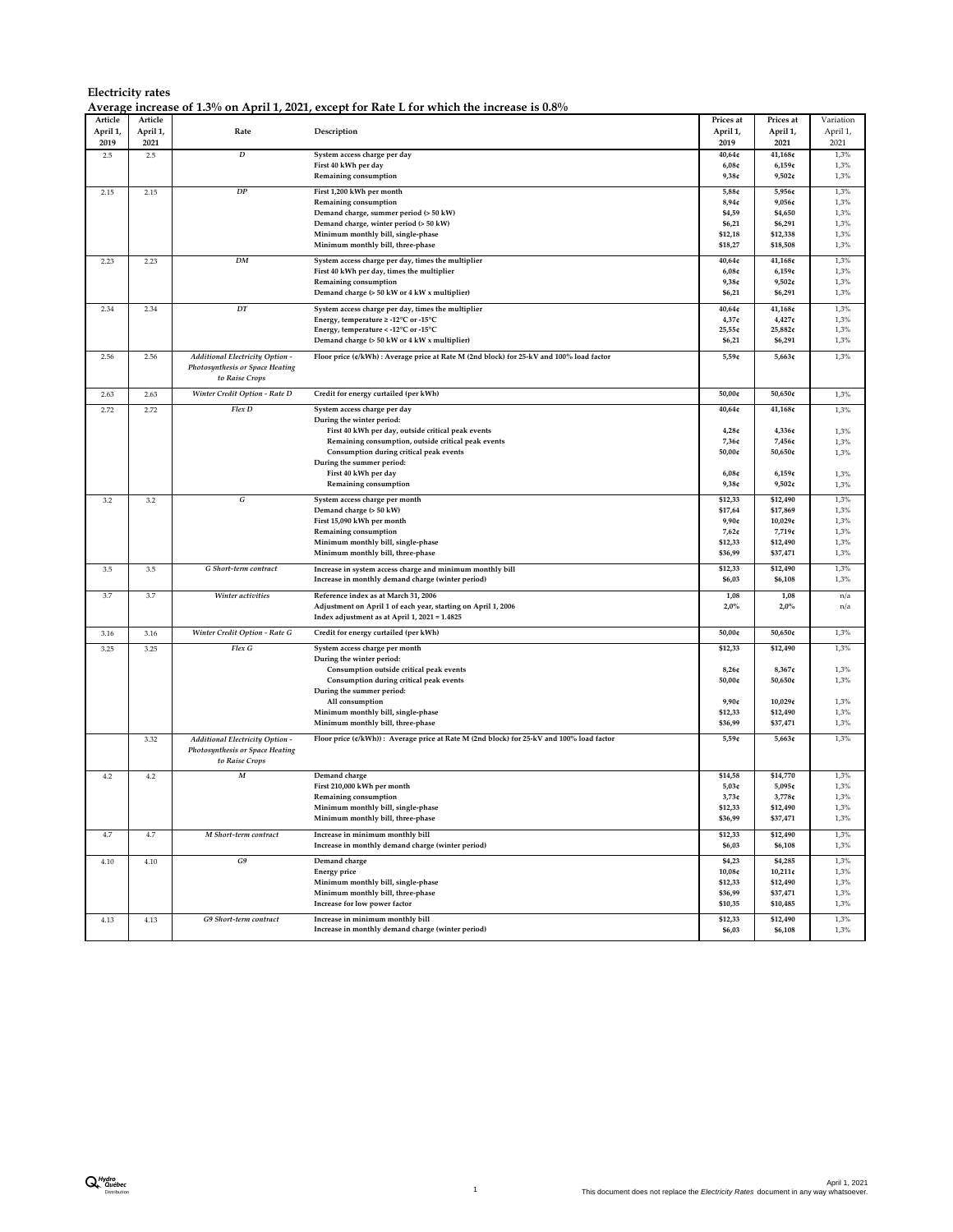**Electricity rates**

**Average increase of 1.3% on April 1, 2021, except for Rate L for which the increase is 0.8%**

| Article April 1, 2019 | Article April 1, 2021 | Rate | Description | Prices at April 1, 2019 | Prices at April 1, 2021 | Variation April 1, 2021 |
|---|---|---|---|---|---|---|
| 2.5 | 2.5 | *D* | System access charge per day | 40,64¢ | 41,168¢ | 1,3% |
| | | | First 40 kWh per day | 6,08¢ | 6,159¢ | 1,3% |
| | | | Remaining consumption | 9,38¢ | 9,502¢ | 1,3% |
| 2.15 | 2.15 | *DP* | First 1,200 kWh per month | 5,88¢ | 5,956¢ | 1,3% |
| | | | Remaining consumption | 8,94¢ | 9,056¢ | 1,3% |
| | | | Demand charge, summer period (> 50 kW) | $4,59 | $4,650 | 1,3% |
| | | | Demand charge, winter period (> 50 kW) | $6,21 | $6,291 | 1,3% |
| | | | Minimum monthly bill, single-phase | $12,18 | $12,338 | 1,3% |
| | | | Minimum monthly bill, three-phase | $18,27 | $18,508 | 1,3% |
| 2.23 | 2.23 | *DM* | System access charge per day, times the multiplier | 40,64¢ | 41,168¢ | 1,3% |
| | | | First 40 kWh per day, times the multiplier | 6,08¢ | 6,159¢ | 1,3% |
| | | | Remaining consumption | 9,38¢ | 9,502¢ | 1,3% |
| | | | Demand charge (> 50 kW or 4 kW x multiplier) | $6,21 | $6,291 | 1,3% |
| 2.34 | 2.34 | *DT* | System access charge per day, times the multiplier | 40,64¢ | 41,168¢ | 1,3% |
| | | | Energy, temperature ≥ -12°C or -15°C | 4,37¢ | 4,427¢ | 1,3% |
| | | | Energy, temperature < -12°C or -15°C | 25,55¢ | 25,882¢ | 1,3% |
| | | | Demand charge (> 50 kW or 4 kW x multiplier) | $6,21 | $6,291 | 1,3% |
| 2.56 | 2.56 | *Additional Electricity Option - Photosynthesis or Space Heating to Raise Crops* | Floor price (¢/kWh) : Average price at Rate M (2nd block) for 25-kV and 100% load factor | 5,59¢ | 5,663¢ | 1,3% |
| 2.63 | 2.63 | *Winter Credit Option - Rate D* | Credit for energy curtailed (per kWh) | 50,00¢ | 50,650¢ | 1,3% |
| 2.72 | 2.72 | *Flex D* | System access charge per day | 40,64¢ | 41,168¢ | 1,3% |
| | | | During the winter period: | | | |
| | | | First 40 kWh per day, outside critical peak events | 4,28¢ | 4,336¢ | 1,3% |
| | | | Remaining consumption, outside critical peak events | 7,36¢ | 7,456¢ | 1,3% |
| | | | Consumption during critical peak events | 50,00¢ | 50,650¢ | 1,3% |
| | | | During the summer period: | | | |
| | | | First 40 kWh per day | 6,08¢ | 6,159¢ | 1,3% |
| | | | Remaining consumption | 9,38¢ | 9,502¢ | 1,3% |
| 3.2 | 3.2 | *G* | System access charge per month | $12,33 | $12,490 | 1,3% |
| | | | Demand charge (> 50 kW) | $17,64 | $17,869 | 1,3% |
| | | | First 15,090 kWh per month | 9,90¢ | 10,029¢ | 1,3% |
| | | | Remaining consumption | 7,62¢ | 7,719¢ | 1,3% |
| | | | Minimum monthly bill, single-phase | $12,33 | $12,490 | 1,3% |
| | | | Minimum monthly bill, three-phase | $36,99 | $37,471 | 1,3% |
| 3.5 | 3.5 | *G Short-term contract* | Increase in system access charge and minimum monthly bill | $12,33 | $12,490 | 1,3% |
| | | | Increase in monthly demand charge (winter period) | $6,03 | $6,108 | 1,3% |
| 3.7 | 3.7 | *Winter activities* | Reference index as at March 31, 2006 | 1,08 | 1,08 | n/a |
| | | | Adjustment on April 1 of each year, starting on April 1, 2006 | 2,0% | 2,0% | n/a |
| | | | Index adjustment as at April 1, 2021 = 1.4825 | | | |
| 3.16 | 3.16 | *Winter Credit Option - Rate G* | Credit for energy curtailed (per kWh) | 50,00¢ | 50,650¢ | 1,3% |
| 3.25 | 3.25 | *Flex G* | System access charge per month | $12,33 | $12,490 | 1,3% |
| | | | During the winter period: | | | |
| | | | Consumption outside critical peak events | 8,26¢ | 8,367¢ | 1,3% |
| | | | Consumption during critical peak events | 50,00¢ | 50,650¢ | 1,3% |
| | | | During the summer period: | | | |
| | | | All consumption | 9,90¢ | 10,029¢ | 1,3% |
| | | | Minimum monthly bill, single-phase | $12,33 | $12,490 | 1,3% |
| | | | Minimum monthly bill, three-phase | $36,99 | $37,471 | 1,3% |
| | 3.32 | *Additional Electricity Option - Photosynthesis or Space Heating to Raise Crops* | Floor price (¢/kWh)) : Average price at Rate M (2nd block) for 25-kV and 100% load factor | 5,59¢ | 5,663¢ | 1,3% |
| 4.2 | 4.2 | *M* | Demand charge | $14,58 | $14,770 | 1,3% |
| | | | First 210,000 kWh per month | 5,03¢ | 5,095¢ | 1,3% |
| | | | Remaining consumption | 3,73¢ | 3,778¢ | 1,3% |
| | | | Minimum monthly bill, single-phase | $12,33 | $12,490 | 1,3% |
| | | | Minimum monthly bill, three-phase | $36,99 | $37,471 | 1,3% |
| 4.7 | 4.7 | *M Short-term contract* | Increase in minimum monthly bill | $12,33 | $12,490 | 1,3% |
| | | | Increase in monthly demand charge (winter period) | $6,03 | $6,108 | 1,3% |
| 4.10 | 4.10 | *G9* | Demand charge | $4,23 | $4,285 | 1,3% |
| | | | Energy price | 10,08¢ | 10,211¢ | 1,3% |
| | | | Minimum monthly bill, single-phase | $12,33 | $12,490 | 1,3% |
| | | | Minimum monthly bill, three-phase | $36,99 | $37,471 | 1,3% |
| | | | Increase for low power factor | $10,35 | $10,485 | 1,3% |
| 4.13 | 4.13 | *G9 Short-term contract* | Increase in minimum monthly bill | $12,33 | $12,490 | 1,3% |
| | | | Increase in monthly demand charge (winter period) | $6,03 | $6,108 | 1,3% |

April 1, 2021
This document does not replace the *Electricity Rates* document in any way whatsoever.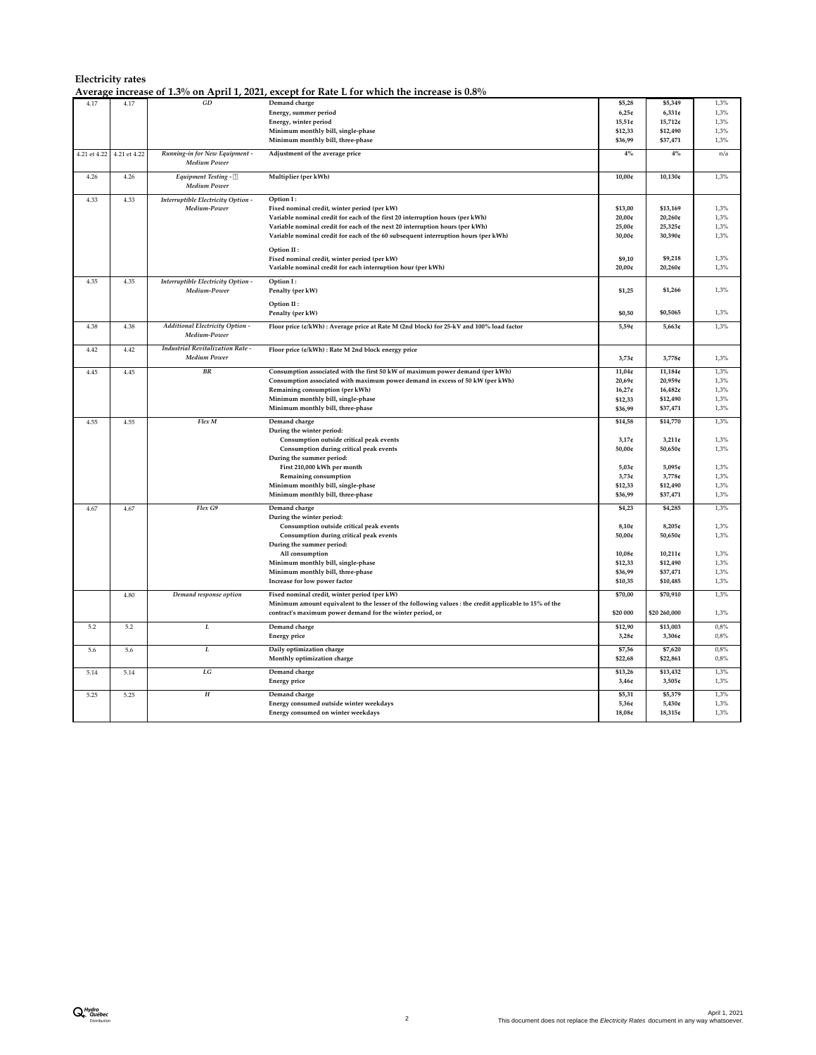**Electricity rates**

**Average increase of 1.3% on April 1, 2021, except for Rate L for which the increase is 0.8%**

| | | | | | | |
|---|---|---|---|---|---|---|
| 4.17 | 4.17 | *GD* | Demand charge | $5,28 | $5,349 | 1,3% |
| | | | Energy, summer period | 6,25¢ | 6,331¢ | 1,3% |
| | | | Energy, winter period | 15,51¢ | 15,712¢ | 1,3% |
| | | | Minimum monthly bill, single-phase | $12,33 | $12,490 | 1,3% |
| | | | Minimum monthly bill, three-phase | $36,99 | $37,471 | 1,3% |
| 4.21 et 4.22 | 4.21 et 4.22 | *Running-in for New Equipment - Medium Power* | Adjustment of the average price | 4% | 4% | n/a |
| 4.26 | 4.26 | *Equipment Testing - Medium Power* | Multiplier (per kWh) | 10,00¢ | 10,130¢ | 1,3% |
| 4.33 | 4.33 | *Interruptible Electricity Option - Medium-Power* | Option I : | | | |
| | | | Fixed nominal credit, winter period (per kW) | $13,00 | $13,169 | 1,3% |
| | | | Variable nominal credit for each of the first 20 interruption hours (per kWh) | 20,00¢ | 20,260¢ | 1,3% |
| | | | Variable nominal credit for each of the next 20 interruption hours (per kWh) | 25,00¢ | 25,325¢ | 1,3% |
| | | | Variable nominal credit for each of the 60 subsequent interruption hours (per kWh) | 30,00¢ | 30,390¢ | 1,3% |
| | | | Option II : | | | |
| | | | Fixed nominal credit, winter period (per kW) | $9,10 | $9,218 | 1,3% |
| | | | Variable nominal credit for each interruption hour (per kWh) | 20,00¢ | 20,260¢ | 1,3% |
| 4.35 | 4.35 | *Interruptible Electricity Option - Medium-Power* | Option I : | | | |
| | | | Penalty (per kW) | $1,25 | $1,266 | 1,3% |
| | | | Option II : | | | |
| | | | Penalty (per kW) | $0,50 | $0,5065 | 1,3% |
| 4.38 | 4.38 | *Additional Electricity Option - Medium-Power* | Floor price (¢/kWh) : Average price at Rate M (2nd block) for 25-kV and 100% load factor | 5,59¢ | 5,663¢ | 1,3% |
| 4.42 | 4.42 | *Industrial Revitalization Rate - Medium Power* | Floor price (¢/kWh) : Rate M 2nd block energy price | 3,73¢ | 3,778¢ | 1,3% |
| 4.45 | 4.45 | *BR* | Consumption associated with the first 50 kW of maximum power demand (per kWh) | 11,04¢ | 11,184¢ | 1,3% |
| | | | Consumption associated with maximum power demand in excess of 50 kW (per kWh) | 20,69¢ | 20,959¢ | 1,3% |
| | | | Remaining consumption (per kWh) | 16,27¢ | 16,482¢ | 1,3% |
| | | | Minimum monthly bill, single-phase | $12,33 | $12,490 | 1,3% |
| | | | Minimum monthly bill, three-phase | $36,99 | $37,471 | 1,3% |
| 4.55 | 4.55 | *Flex M* | Demand charge | $14,58 | $14,770 | 1,3% |
| | | | During the winter period: | | | |
| | | | Consumption outside critical peak events | 3,17¢ | 3,211¢ | 1,3% |
| | | | Consumption during critical peak events | 50,00¢ | 50,650¢ | 1,3% |
| | | | During the summer period: | | | |
| | | | First 210,000 kWh per month | 5,03¢ | 5,095¢ | 1,3% |
| | | | Remaining consumption | 3,73¢ | 3,778¢ | 1,3% |
| | | | Minimum monthly bill, single-phase | $12,33 | $12,490 | 1,3% |
| | | | Minimum monthly bill, three-phase | $36,99 | $37,471 | 1,3% |
| 4.67 | 4.67 | *Flex G9* | Demand charge | $4,23 | $4,285 | 1,3% |
| | | | During the winter period: | | | |
| | | | Consumption outside critical peak events | 8,10¢ | 8,205¢ | 1,3% |
| | | | Consumption during critical peak events | 50,00¢ | 50,650¢ | 1,3% |
| | | | During the summer period: | | | |
| | | | All consumption | 10,08¢ | 10,211¢ | 1,3% |
| | | | Minimum monthly bill, single-phase | $12,33 | $12,490 | 1,3% |
| | | | Minimum monthly bill, three-phase | $36,99 | $37,471 | 1,3% |
| | | | Increase for low power factor | $10,35 | $10,485 | 1,3% |
| | 4.80 | *Demand response option* | Fixed nominal credit, winter period (per kW) | $70,00 | $70,910 | 1,3% |
| | | | Minimum amount equivalent to the lesser of the following values : the credit applicable to 15% of the contract's maximum power demand for the winter period, or | $20 000 | $20 260,000 | 1,3% |
| 5.2 | 5.2 | *L* | Demand charge | $12,90 | $13,003 | 0,8% |
| | | | Energy price | 3,28¢ | 3,306¢ | 0,8% |
| 5.6 | 5.6 | *L* | Daily optimization charge | $7,56 | $7,620 | 0,8% |
| | | | Monthly optimization charge | $22,68 | $22,861 | 0,8% |
| 5.14 | 5.14 | *LG* | Demand charge | $13,26 | $13,432 | 1,3% |
| | | | Energy price | 3,46¢ | 3,505¢ | 1,3% |
| 5.25 | 5.25 | *H* | Demand charge | $5,31 | $5,379 | 1,3% |
| | | | Energy consumed outside winter weekdays | 5,36¢ | 5,430¢ | 1,3% |
| | | | Energy consumed on winter weekdays | 18,08¢ | 18,315¢ | 1,3% |

April 1, 2021
This document does not replace the *Electricity Rates* document in any way whatsoever.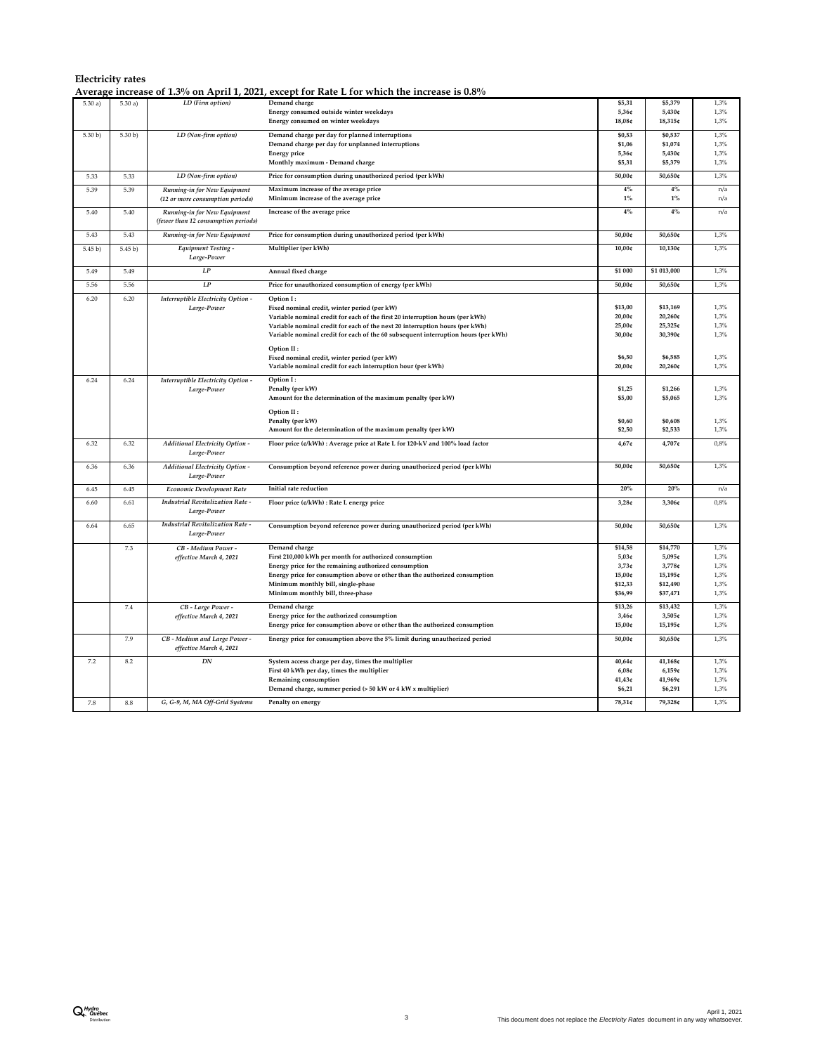**Electricity rates**

**Average increase of 1.3% on April 1, 2021, except for Rate L for which the increase is 0.8%**

| | | | | | | |
|---|---|---|---|---|---|---|
| 5.30 a) | 5.30 a) | *LD (Firm option)* | Demand charge | $5,31 | $5,379 | 1,3% |
| | | | Energy consumed outside winter weekdays | 5,36¢ | 5,430¢ | 1,3% |
| | | | Energy consumed on winter weekdays | 18,08¢ | 18,315¢ | 1,3% |
| 5.30 b) | 5.30 b) | *LD (Non-firm option)* | Demand charge per day for planned interruptions | $0,53 | $0,537 | 1,3% |
| | | | Demand charge per day for unplanned interruptions | $1,06 | $1,074 | 1,3% |
| | | | Energy price | 5,36¢ | 5,430¢ | 1,3% |
| | | | Monthly maximum - Demand charge | $5,31 | $5,379 | 1,3% |
| 5.33 | 5.33 | *LD (Non-firm option)* | Price for consumption during unauthorized period (per kWh) | 50,00¢ | 50,650¢ | 1,3% |
| 5.39 | 5.39 | *Running-in for New Equipment (12 or more consumption periods)* | Maximum increase of the average price | 4% | 4% | n/a |
| | | | Minimum increase of the average price | 1% | 1% | n/a |
| 5.40 | 5.40 | *Running-in for New Equipment (fewer than 12 consumption periods)* | Increase of the average price | 4% | 4% | n/a |
| 5.43 | 5.43 | *Running-in for New Equipment* | Price for consumption during unauthorized period (per kWh) | 50,00¢ | 50,650¢ | 1,3% |
| 5.45 b) | 5.45 b) | *Equipment Testing - Large-Power* | Multiplier (per kWh) | 10,00¢ | 10,130¢ | 1,3% |
| 5.49 | 5.49 | *LP* | Annual fixed charge | $1 000 | $1 013,000 | 1,3% |
| 5.56 | 5.56 | *LP* | Price for unauthorized consumption of energy (per kWh) | 50,00¢ | 50,650¢ | 1,3% |
| 6.20 | 6.20 | *Interruptible Electricity Option - Large-Power* | Option I : | | | |
| | | | Fixed nominal credit, winter period (per kW) | $13,00 | $13,169 | 1,3% |
| | | | Variable nominal credit for each of the first 20 interruption hours (per kWh) | 20,00¢ | 20,260¢ | 1,3% |
| | | | Variable nominal credit for each of the next 20 interruption hours (per kWh) | 25,00¢ | 25,325¢ | 1,3% |
| | | | Variable nominal credit for each of the 60 subsequent interruption hours (per kWh) | 30,00¢ | 30,390¢ | 1,3% |
| | | | Option II : | | | |
| | | | Fixed nominal credit, winter period (per kW) | $6,50 | $6,585 | 1,3% |
| | | | Variable nominal credit for each interruption hour (per kWh) | 20,00¢ | 20,260¢ | 1,3% |
| 6.24 | 6.24 | *Interruptible Electricity Option - Large-Power* | Option I : | | | |
| | | | Penalty (per kW) | $1,25 | $1,266 | 1,3% |
| | | | Amount for the determination of the maximum penalty (per kW) | $5,00 | $5,065 | 1,3% |
| | | | Option II : | | | |
| | | | Penalty (per kW) | $0,60 | $0,608 | 1,3% |
| | | | Amount for the determination of the maximum penalty (per kW) | $2,50 | $2,533 | 1,3% |
| 6.32 | 6.32 | *Additional Electricity Option - Large-Power* | Floor price (¢/kWh) : Average price at Rate L for 120-kV and 100% load factor | 4,67¢ | 4,707¢ | 0,8% |
| 6.36 | 6.36 | *Additional Electricity Option - Large-Power* | Consumption beyond reference power during unauthorized period (per kWh) | 50,00¢ | 50,650¢ | 1,3% |
| 6.45 | 6.45 | *Economic Development Rate* | Initial rate reduction | 20% | 20% | n/a |
| 6.60 | 6.61 | *Industrial Revitalization Rate - Large-Power* | Floor price (¢/kWh) : Rate L energy price | 3,28¢ | 3,306¢ | 0,8% |
| 6.64 | 6.65 | *Industrial Revitalization Rate - Large-Power* | Consumption beyond reference power during unauthorized period (per kWh) | 50,00¢ | 50,650¢ | 1,3% |
| | 7.3 | *CB - Medium Power - effective March 4, 2021* | Demand charge | $14,58 | $14,770 | 1,3% |
| | | | First 210,000 kWh per month for authorized consumption | 5,03¢ | 5,095¢ | 1,3% |
| | | | Energy price for the remaining authorized consumption | 3,73¢ | 3,778¢ | 1,3% |
| | | | Energy price for consumption above or other than the authorized consumption | 15,00¢ | 15,195¢ | 1,3% |
| | | | Minimum monthly bill, single-phase | $12,33 | $12,490 | 1,3% |
| | | | Minimum monthly bill, three-phase | $36,99 | $37,471 | 1,3% |
| | 7.4 | *CB - Large Power - effective March 4, 2021* | Demand charge | $13,26 | $13,432 | 1,3% |
| | | | Energy price for the authorized consumption | 3,46¢ | 3,505¢ | 1,3% |
| | | | Energy price for consumption above or other than the authorized consumption | 15,00¢ | 15,195¢ | 1,3% |
| | 7.9 | *CB - Medium and Large Power - effective March 4, 2021* | Energy price for consumption above the 5% limit during unauthorized period | 50,00¢ | 50,650¢ | 1,3% |
| 7.2 | 8.2 | *DN* | System access charge per day, times the multiplier | 40,64¢ | 41,168¢ | 1,3% |
| | | | First 40 kWh per day, times the multiplier | 6,08¢ | 6,159¢ | 1,3% |
| | | | Remaining consumption | 41,43¢ | 41,969¢ | 1,3% |
| | | | Demand charge, summer period (> 50 kW or 4 kW x multiplier) | $6,21 | $6,291 | 1,3% |
| 7.8 | 8.8 | *G, G-9, M, MA Off-Grid Systems* | Penalty on energy | 78,31¢ | 79,328¢ | 1,3% |

April 1, 2021
This document does not replace the *Electricity Rates* document in any way whatsoever.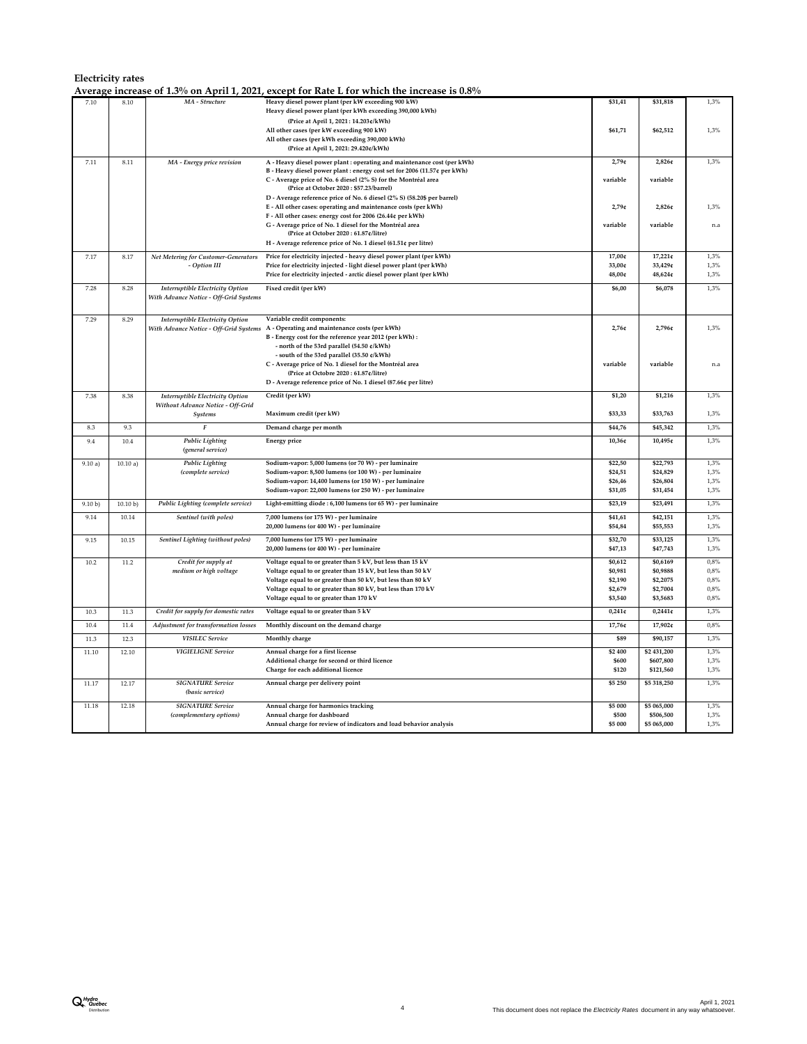**Electricity rates**

**Average increase of 1.3% on April 1, 2021, except for Rate L for which the increase is 0.8%**

| | | | | | | |
|---|---|---|---|---|---|---|
| 7.10 | 8.10 | *MA - Structure* | Heavy diesel power plant (per kW exceeding 900 kW) | $31,41 | $31,818 | 1,3% |
| | | | Heavy diesel power plant (per kWh exceeding 390,000 kWh) | | | |
| | | | (Price at April 1, 2021 : 14.203¢/kWh) | | | |
| | | | All other cases (per kW exceeding 900 kW) | $61,71 | $62,512 | 1,3% |
| | | | All other cases (per kWh exceeding 390,000 kWh) | | | |
| | | | (Price at April 1, 2021: 29.420¢/kWh) | | | |
| 7.11 | 8.11 | *MA - Energy price revision* | A - Heavy diesel power plant : operating and maintenance cost (per kWh) | 2,79¢ | 2,826¢ | 1,3% |
| | | | B - Heavy diesel power plant : energy cost set for 2006 (11.57¢ per kWh) | | | |
| | | | C - Average price of No. 6 diesel (2% S) for the Montréal area | variable | variable | |
| | | | (Price at October 2020 : $57.23/barrel) | | | |
| | | | D - Average reference price of No. 6 diesel (2% S) (58.20$ per barrel) | | | |
| | | | E - All other cases: operating and maintenance costs (per kWh) | 2,79¢ | 2,826¢ | 1,3% |
| | | | F - All other cases: energy cost for 2006 (26.44¢ per kWh) | | | |
| | | | G - Average price of No. 1 diesel for the Montréal area | variable | variable | n.a |
| | | | (Price at October 2020 : 61.87¢/litre) | | | |
| | | | H - Average reference price of No. 1 diesel (61.51¢ per litre) | | | |
| 7.17 | 8.17 | *Net Metering for Customer-Generators - Option III* | Price for electricity injected - heavy diesel power plant (per kWh) | 17,00¢ | 17,221¢ | 1,3% |
| | | | Price for electricity injected - light diesel power plant (per kWh) | 33,00¢ | 33,429¢ | 1,3% |
| | | | Price for electricity injected - arctic diesel power plant (per kWh) | 48,00¢ | 48,624¢ | 1,3% |
| 7.28 | 8.28 | *Interruptible Electricity Option With Advance Notice - Off-Grid Systems* | Fixed credit (per kW) | $6,00 | $6,078 | 1,3% |
| 7.29 | 8.29 | *Interruptible Electricity Option With Advance Notice - Off-Grid Systems* | Variable credit components: | | | |
| | | | A - Operating and maintenance costs (per kWh) | 2,76¢ | 2,796¢ | 1,3% |
| | | | B - Energy cost for the reference year 2012 (per kWh) : | | | |
| | | | - north of the 53rd parallel (54.50 ¢/kWh) | | | |
| | | | - south of the 53rd parallel (35.50 ¢/kWh) | | | |
| | | | C - Average price of No. 1 diesel for the Montréal area | variable | variable | n.a |
| | | | (Price at Octobre 2020 : 61.87¢/litre) | | | |
| | | | D - Average reference price of No. 1 diesel (87.66¢ per litre) | | | |
| 7.38 | 8.38 | *Interruptible Electricity Option Without Advance Notice - Off-Grid Systems* | Credit (per kW) | $1,20 | $1,216 | 1,3% |
| | | | Maximum credit (per kW) | $33,33 | $33,763 | 1,3% |
| 8.3 | 9.3 | *F* | Demand charge per month | $44,76 | $45,342 | 1,3% |
| 9.4 | 10.4 | *Public Lighting (general service)* | Energy price | 10,36¢ | 10,495¢ | 1,3% |
| 9.10 a) | 10.10 a) | *Public Lighting (complete service)* | Sodium-vapor: 5,000 lumens (or 70 W) - per luminaire | $22,50 | $22,793 | 1,3% |
| | | | Sodium-vapor: 8,500 lumens (or 100 W) - per luminaire | $24,51 | $24,829 | 1,3% |
| | | | Sodium-vapor: 14,400 lumens (or 150 W) - per luminaire | $26,46 | $26,804 | 1,3% |
| | | | Sodium-vapor: 22,000 lumens (or 250 W) - per luminaire | $31,05 | $31,454 | 1,3% |
| 9.10 b) | 10.10 b) | *Public Lighting (complete service)* | Light-emitting diode : 6,100 lumens (or 65 W) - per luminaire | $23,19 | $23,491 | 1,3% |
| 9.14 | 10.14 | *Sentinel (with poles)* | 7,000 lumens (or 175 W) - per luminaire | $41,61 | $42,151 | 1,3% |
| | | | 20,000 lumens (or 400 W) - per luminaire | $54,84 | $55,553 | 1,3% |
| 9.15 | 10.15 | *Sentinel Lighting (without poles)* | 7,000 lumens (or 175 W) - per luminaire | $32,70 | $33,125 | 1,3% |
| | | | 20,000 lumens (or 400 W) - per luminaire | $47,13 | $47,743 | 1,3% |
| 10.2 | 11.2 | *Credit for supply at medium or high voltage* | Voltage equal to or greater than 5 kV, but less than 15 kV | $0,612 | $0,6169 | 0,8% |
| | | | Voltage equal to or greater than 15 kV, but less than 50 kV | $0,981 | $0,9888 | 0,8% |
| | | | Voltage equal to or greater than 50 kV, but less than 80 kV | $2,190 | $2,2075 | 0,8% |
| | | | Voltage equal to or greater than 80 kV, but less than 170 kV | $2,679 | $2,7004 | 0,8% |
| | | | Voltage equal to or greater than 170 kV | $3,540 | $3,5683 | 0,8% |
| 10.3 | 11.3 | *Credit for supply for domestic rates* | Voltage equal to or greater than 5 kV | 0,241¢ | 0,2441¢ | 1,3% |
| 10.4 | 11.4 | *Adjustment for transformation losses* | Monthly discount on the demand charge | 17,76¢ | 17,902¢ | 0,8% |
| 11.3 | 12.3 | *VISILEC Service* | Monthly charge | $89 | $90,157 | 1,3% |
| 11.10 | 12.10 | *VIGIELIGNE Service* | Annual charge for a first license | $2 400 | $2 431,200 | 1,3% |
| | | | Additional charge for second or third licence | $600 | $607,800 | 1,3% |
| | | | Charge for each additional licence | $120 | $121,560 | 1,3% |
| 11.17 | 12.17 | *SIGNATURE Service (basic service)* | Annual charge per delivery point | $5 250 | $5 318,250 | 1,3% |
| 11.18 | 12.18 | *SIGNATURE Service (complementary options)* | Annual charge for harmonics tracking | $5 000 | $5 065,000 | 1,3% |
| | | | Annual charge for dashboard | $500 | $506,500 | 1,3% |
| | | | Annual charge for review of indicators and load behavior analysis | $5 000 | $5 065,000 | 1,3% |

April 1, 2021
This document does not replace the *Electricity Rates* document in any way whatsoever.